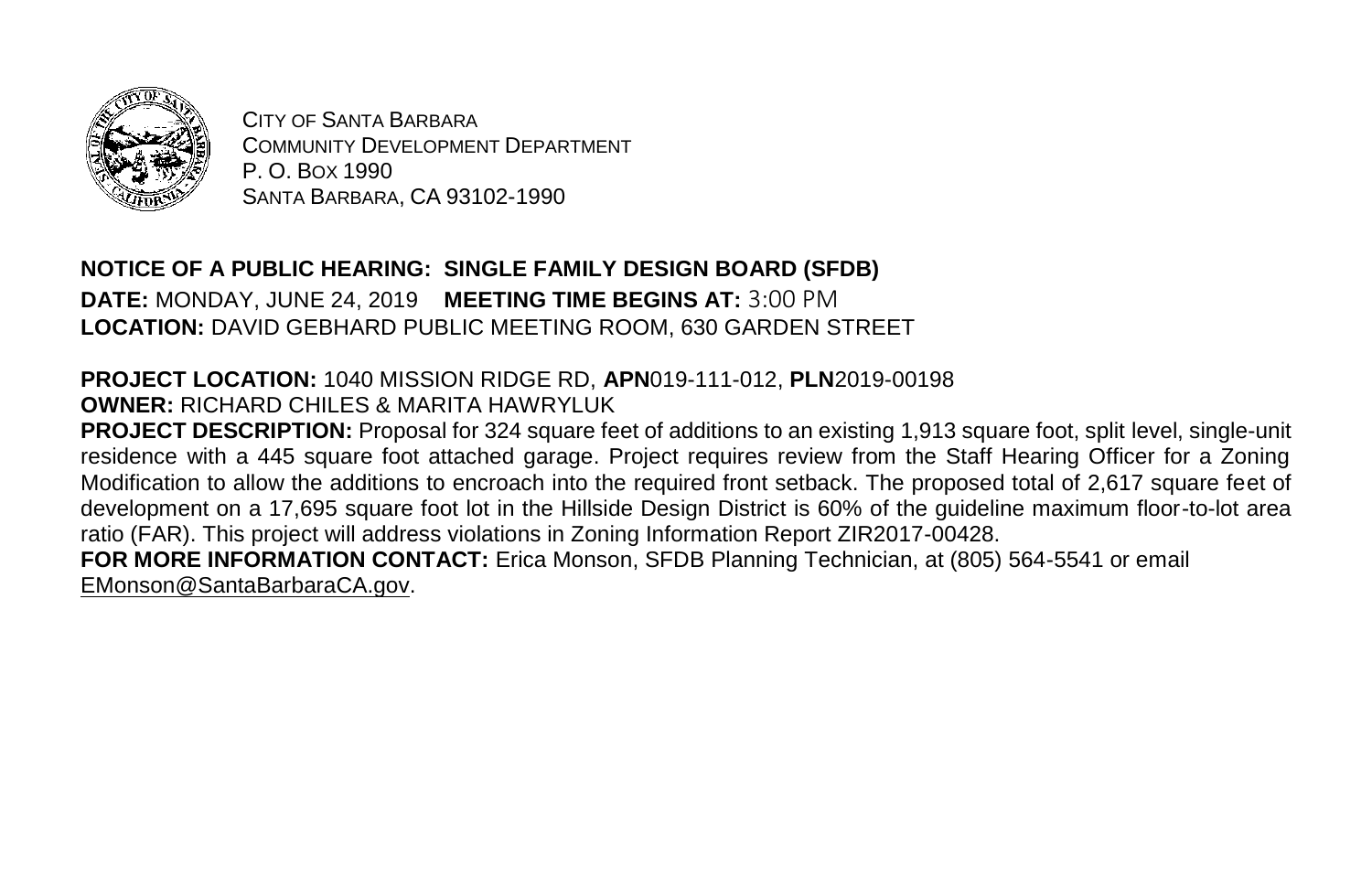CITY OF SANTA BARBARA
COMMUNITY DEVELOPMENT DEPARTMENT
P. O. BOX 1990
SANTA BARBARA, CA 93102-1990

**NOTICE OF A PUBLIC HEARING: SINGLE FAMILY DESIGN BOARD (SFDB)**

**DATE:** MONDAY, JUNE 24, 2019 **MEETING TIME BEGINS AT:** 3:00 PM

**LOCATION:** DAVID GEBHARD PUBLIC MEETING ROOM, 630 GARDEN STREET

**PROJECT LOCATION:** 1040 MISSION RIDGE RD, **APN**019-111-012, **PLN**2019-00198

**OWNER:** RICHARD CHILES & MARITA HAWRYLUK

**PROJECT DESCRIPTION:** Proposal for 324 square feet of additions to an existing 1,913 square foot, split level, single-unit residence with a 445 square foot attached garage. Project requires review from the Staff Hearing Officer for a Zoning Modification to allow the additions to encroach into the required front setback. The proposed total of 2,617 square feet of development on a 17,695 square foot lot in the Hillside Design District is 60% of the guideline maximum floor-to-lot area ratio (FAR). This project will address violations in Zoning Information Report ZIR2017-00428.

**FOR MORE INFORMATION CONTACT:** Erica Monson, SFDB Planning Technician, at (805) 564-5541 or email EMonson@SantaBarbaraCA.gov.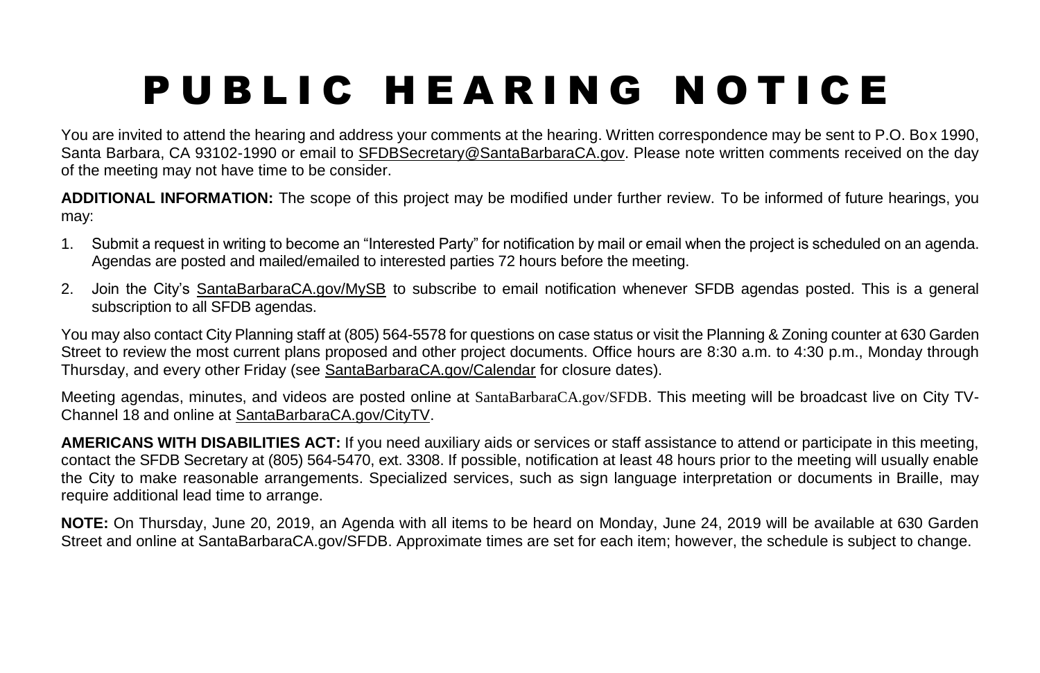# PUBLIC HEARING NOTICE

You are invited to attend the hearing and address your comments at the hearing. Written correspondence may be sent to P.O. Box 1990, Santa Barbara, CA 93102-1990 or email to SFDBSecretary@SantaBarbaraCA.gov. Please note written comments received on the day of the meeting may not have time to be consider.

**ADDITIONAL INFORMATION:** The scope of this project may be modified under further review. To be informed of future hearings, you may:

1. Submit a request in writing to become an "Interested Party" for notification by mail or email when the project is scheduled on an agenda. Agendas are posted and mailed/emailed to interested parties 72 hours before the meeting.
2. Join the City's SantaBarbaraCA.gov/MySB to subscribe to email notification whenever SFDB agendas posted. This is a general subscription to all SFDB agendas.

You may also contact City Planning staff at (805) 564-5578 for questions on case status or visit the Planning & Zoning counter at 630 Garden Street to review the most current plans proposed and other project documents. Office hours are 8:30 a.m. to 4:30 p.m., Monday through Thursday, and every other Friday (see SantaBarbaraCA.gov/Calendar for closure dates).

Meeting agendas, minutes, and videos are posted online at SantaBarbaraCA.gov/SFDB. This meeting will be broadcast live on City TV-Channel 18 and online at SantaBarbaraCA.gov/CityTV.

**AMERICANS WITH DISABILITIES ACT:** If you need auxiliary aids or services or staff assistance to attend or participate in this meeting, contact the SFDB Secretary at (805) 564-5470, ext. 3308. If possible, notification at least 48 hours prior to the meeting will usually enable the City to make reasonable arrangements. Specialized services, such as sign language interpretation or documents in Braille, may require additional lead time to arrange.

**NOTE:** On Thursday, June 20, 2019, an Agenda with all items to be heard on Monday, June 24, 2019 will be available at 630 Garden Street and online at SantaBarbaraCA.gov/SFDB. Approximate times are set for each item; however, the schedule is subject to change.